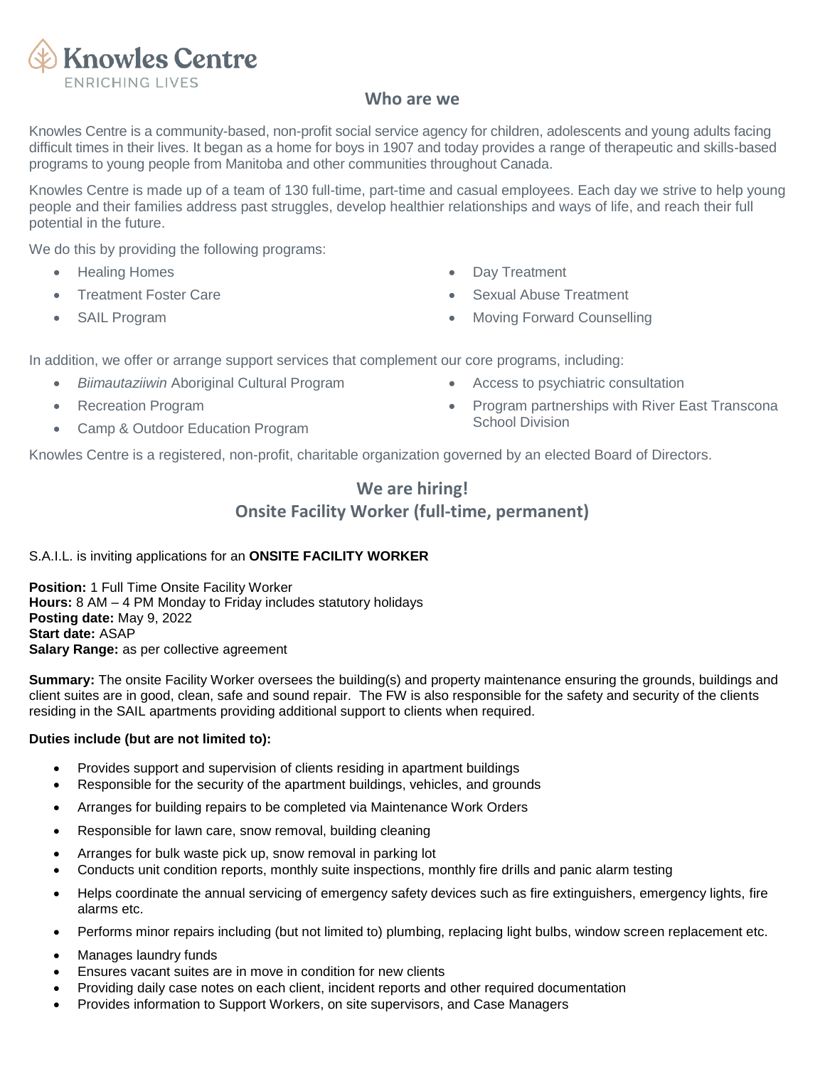# Knowles Centre
ENRICHING LIVES

## Who are we

Knowles Centre is a community-based, non-profit social service agency for children, adolescents and young adults facing difficult times in their lives. It began as a home for boys in 1907 and today provides a range of therapeutic and skills-based programs to young people from Manitoba and other communities throughout Canada.

Knowles Centre is made up of a team of 130 full-time, part-time and casual employees. Each day we strive to help young people and their families address past struggles, develop healthier relationships and ways of life, and reach their full potential in the future.

We do this by providing the following programs:

- Healing Homes
- Treatment Foster Care
- SAIL Program
- Day Treatment
- Sexual Abuse Treatment
- Moving Forward Counselling

In addition, we offer or arrange support services that complement our core programs, including:

- *Biimautaziiwin* Aboriginal Cultural Program
- Recreation Program
- Camp & Outdoor Education Program
- Access to psychiatric consultation
- Program partnerships with River East Transcona School Division

Knowles Centre is a registered, non-profit, charitable organization governed by an elected Board of Directors.

## We are hiring!
## Onsite Facility Worker (full-time, permanent)

S.A.I.L. is inviting applications for an **ONSITE FACILITY WORKER**

**Position:** 1 Full Time Onsite Facility Worker
**Hours:** 8 AM – 4 PM Monday to Friday includes statutory holidays
**Posting date:** May 9, 2022
**Start date:** ASAP
**Salary Range:** as per collective agreement

**Summary:** The onsite Facility Worker oversees the building(s) and property maintenance ensuring the grounds, buildings and client suites are in good, clean, safe and sound repair. The FW is also responsible for the safety and security of the clients residing in the SAIL apartments providing additional support to clients when required.

**Duties include (but are not limited to):**

- Provides support and supervision of clients residing in apartment buildings
- Responsible for the security of the apartment buildings, vehicles, and grounds
- Arranges for building repairs to be completed via Maintenance Work Orders
- Responsible for lawn care, snow removal, building cleaning
- Arranges for bulk waste pick up, snow removal in parking lot
- Conducts unit condition reports, monthly suite inspections, monthly fire drills and panic alarm testing
- Helps coordinate the annual servicing of emergency safety devices such as fire extinguishers, emergency lights, fire alarms etc.
- Performs minor repairs including (but not limited to) plumbing, replacing light bulbs, window screen replacement etc.
- Manages laundry funds
- Ensures vacant suites are in move in condition for new clients
- Providing daily case notes on each client, incident reports and other required documentation
- Provides information to Support Workers, on site supervisors, and Case Managers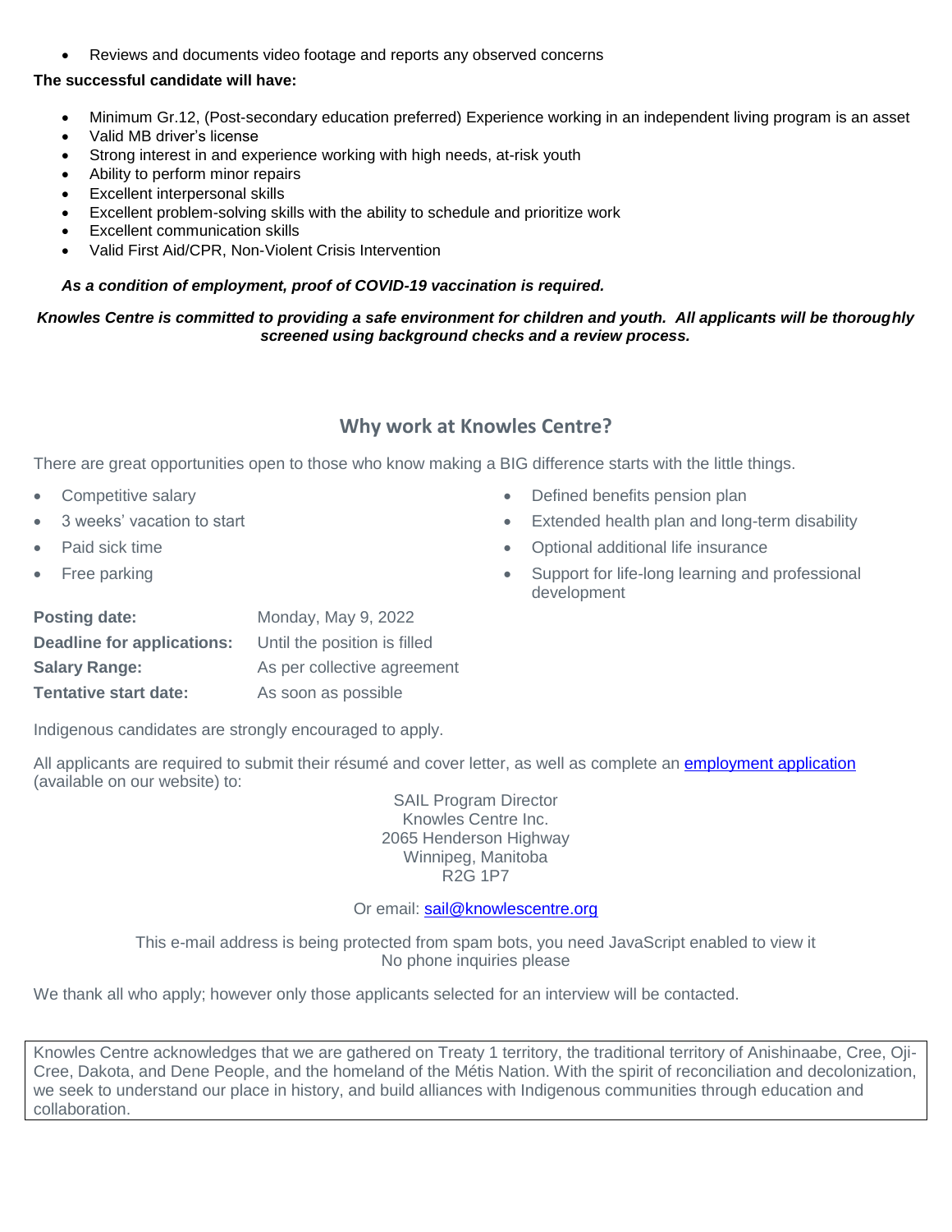- Reviews and documents video footage and reports any observed concerns

**The successful candidate will have:**

- Minimum Gr.12, (Post-secondary education preferred) Experience working in an independent living program is an asset
- Valid MB driver's license
- Strong interest in and experience working with high needs, at-risk youth
- Ability to perform minor repairs
- Excellent interpersonal skills
- Excellent problem-solving skills with the ability to schedule and prioritize work
- Excellent communication skills
- Valid First Aid/CPR, Non-Violent Crisis Intervention

***As a condition of employment, proof of COVID-19 vaccination is required.***

***Knowles Centre is committed to providing a safe environment for children and youth. All applicants will be thoroughly screened using background checks and a review process.***

## Why work at Knowles Centre?

There are great opportunities open to those who know making a BIG difference starts with the little things.

- Competitive salary
- 3 weeks' vacation to start
- Paid sick time
- Free parking
- Defined benefits pension plan
- Extended health plan and long-term disability
- Optional additional life insurance
- Support for life-long learning and professional development

| | |
|---|---|
| **Posting date:** | Monday, May 9, 2022 |
| **Deadline for applications:** | Until the position is filled |
| **Salary Range:** | As per collective agreement |
| **Tentative start date:** | As soon as possible |

Indigenous candidates are strongly encouraged to apply.

All applicants are required to submit their résumé and cover letter, as well as complete an employment application (available on our website) to:

SAIL Program Director
Knowles Centre Inc.
2065 Henderson Highway
Winnipeg, Manitoba
R2G 1P7

Or email: sail@knowlescentre.org

This e-mail address is being protected from spam bots, you need JavaScript enabled to view it
No phone inquiries please

We thank all who apply; however only those applicants selected for an interview will be contacted.

Knowles Centre acknowledges that we are gathered on Treaty 1 territory, the traditional territory of Anishinaabe, Cree, Oji-Cree, Dakota, and Dene People, and the homeland of the Métis Nation. With the spirit of reconciliation and decolonization, we seek to understand our place in history, and build alliances with Indigenous communities through education and collaboration.